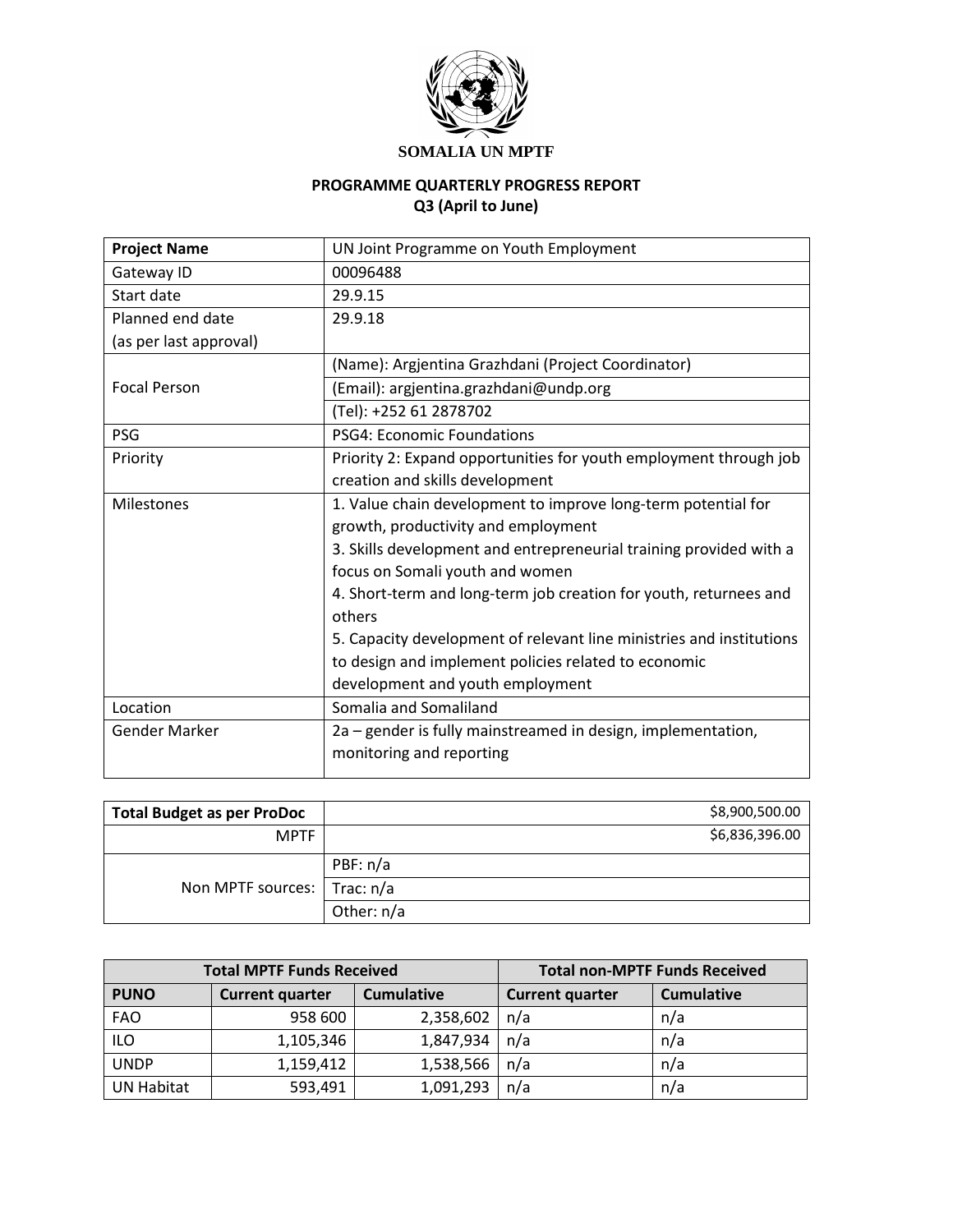**SOMALIA UN MPTF**

**PROGRAMME QUARTERLY PROGRESS REPORT**
**Q3 (April to June)**

| **Project Name** | UN Joint Programme on Youth Employment |
|---|---|
| Gateway ID | 00096488 |
| Start date | 29.9.15 |
| Planned end date (as per last approval) | 29.9.18 |
| Focal Person | (Name): Argjentina Grazhdani (Project Coordinator) |
| | (Email): argjentina.grazhdani@undp.org |
| | (Tel): +252 61 2878702 |
| PSG | PSG4: Economic Foundations |
| Priority | Priority 2: Expand opportunities for youth employment through job creation and skills development |
| Milestones | 1. Value chain development to improve long-term potential for growth, productivity and employment<br>3. Skills development and entrepreneurial training provided with a focus on Somali youth and women<br>4. Short-term and long-term job creation for youth, returnees and others<br>5. Capacity development of relevant line ministries and institutions to design and implement policies related to economic development and youth employment |
| Location | Somalia and Somaliland |
| Gender Marker | 2a – gender is fully mainstreamed in design, implementation, monitoring and reporting |

| **Total Budget as per ProDoc** | $8,900,500.00 |
|---|---|
| MPTF | $6,836,396.00 |
| Non MPTF sources: | PBF: n/a |
| | Trac: n/a |
| | Other: n/a |

| **Total MPTF Funds Received** | | | **Total non-MPTF Funds Received** | |
|---|---|---|---|---|
| **PUNO** | **Current quarter** | **Cumulative** | **Current quarter** | **Cumulative** |
| FAO | 958 600 | 2,358,602 | n/a | n/a |
| ILO | 1,105,346 | 1,847,934 | n/a | n/a |
| UNDP | 1,159,412 | 1,538,566 | n/a | n/a |
| UN Habitat | 593,491 | 1,091,293 | n/a | n/a |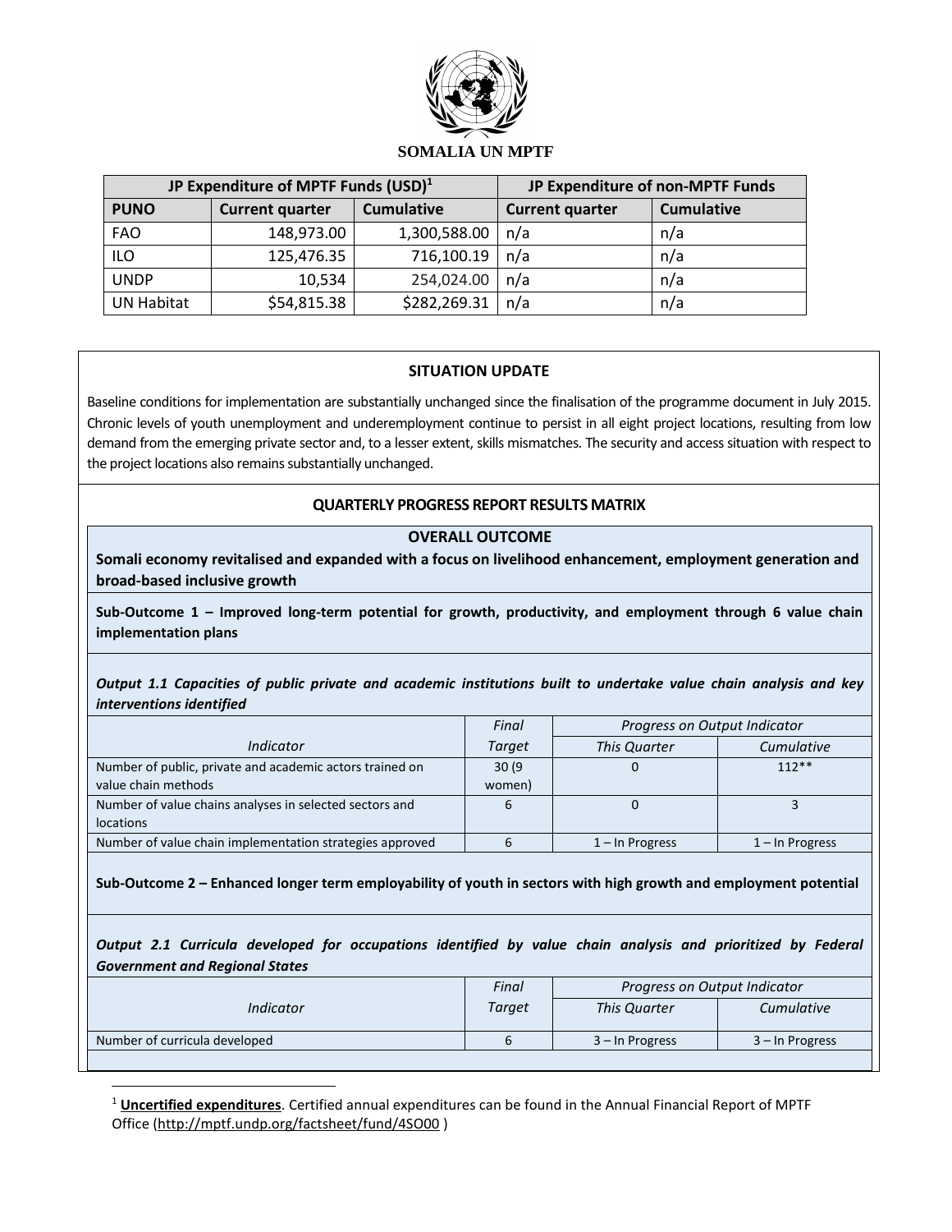**SOMALIA UN MPTF**

| JP Expenditure of MPTF Funds (USD)[1] | | | JP Expenditure of non-MPTF Funds | |
|---|---|---|---|---|
| **PUNO** | **Current quarter** | **Cumulative** | **Current quarter** | **Cumulative** |
| FAO | 148,973.00 | 1,300,588.00 | n/a | n/a |
| ILO | 125,476.35 | 716,100.19 | n/a | n/a |
| UNDP | 10,534 | 254,024.00 | n/a | n/a |
| UN Habitat | $54,815.38 | $282,269.31 | n/a | n/a |

## SITUATION UPDATE

Baseline conditions for implementation are substantially unchanged since the finalisation of the programme document in July 2015. Chronic levels of youth unemployment and underemployment continue to persist in all eight project locations, resulting from low demand from the emerging private sector and, to a lesser extent, skills mismatches. The security and access situation with respect to the project locations also remains substantially unchanged.

## QUARTERLY PROGRESS REPORT RESULTS MATRIX

### OVERALL OUTCOME

**Somali economy revitalised and expanded with a focus on livelihood enhancement, employment generation and broad-based inclusive growth**

**Sub-Outcome 1 – Improved long-term potential for growth, productivity, and employment through 6 value chain implementation plans**

***Output 1.1 Capacities of public private and academic institutions built to undertake value chain analysis and key interventions identified***

| *Indicator* | *Final Target* | *Progress on Output Indicator* | |
|---|---|---|---|
| | | *This Quarter* | *Cumulative* |
| Number of public, private and academic actors trained on value chain methods | 30 (9 women) | 0 | 112** |
| Number of value chains analyses in selected sectors and locations | 6 | 0 | 3 |
| Number of value chain implementation strategies approved | 6 | 1 – In Progress | 1 – In Progress |

**Sub-Outcome 2 – Enhanced longer term employability of youth in sectors with high growth and employment potential**

***Output 2.1 Curricula developed for occupations identified by value chain analysis and prioritized by Federal Government and Regional States***

| *Indicator* | *Final Target* | *Progress on Output Indicator* | |
|---|---|---|---|
| | | *This Quarter* | *Cumulative* |
| Number of curricula developed | 6 | 3 – In Progress | 3 – In Progress |

[1] **Uncertified expenditures**. Certified annual expenditures can be found in the Annual Financial Report of MPTF Office (http://mptf.undp.org/factsheet/fund/4SO00 )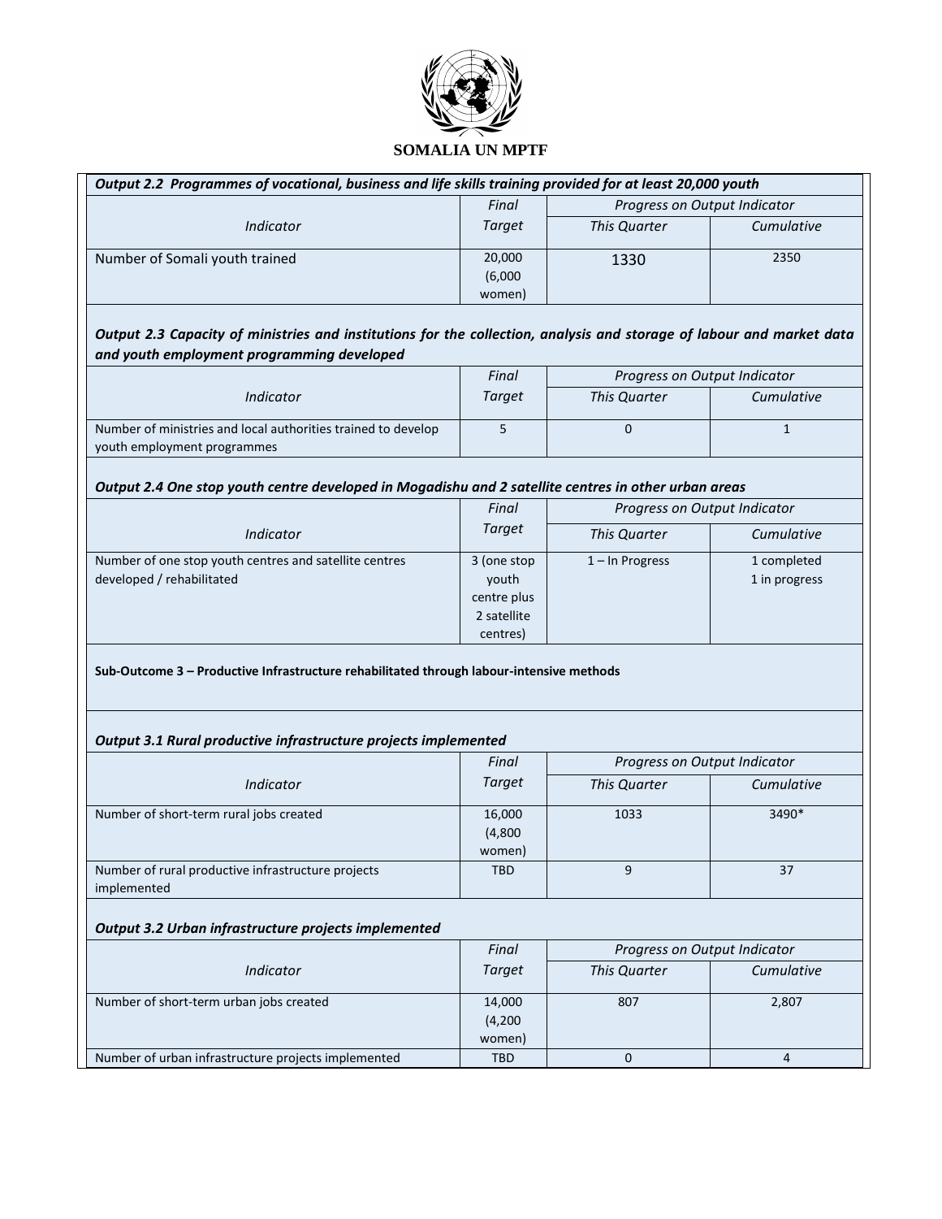**SOMALIA UN MPTF**

***Output 2.2 Programmes of vocational, business and life skills training provided for at least 20,000 youth***

| *Indicator* | *Final Target* | *Progress on Output Indicator* | |
|---|---|---|---|
| | | *This Quarter* | *Cumulative* |
| Number of Somali youth trained | 20,000 (6,000 women) | 1330 | 2350 |

***Output 2.3 Capacity of ministries and institutions for the collection, analysis and storage of labour and market data and youth employment programming developed***

| *Indicator* | *Final Target* | *Progress on Output Indicator* | |
|---|---|---|---|
| | | *This Quarter* | *Cumulative* |
| Number of ministries and local authorities trained to develop youth employment programmes | 5 | 0 | 1 |

***Output 2.4 One stop youth centre developed in Mogadishu and 2 satellite centres in other urban areas***

| *Indicator* | *Final Target* | *Progress on Output Indicator* | |
|---|---|---|---|
| | | *This Quarter* | *Cumulative* |
| Number of one stop youth centres and satellite centres developed / rehabilitated | 3 (one stop youth centre plus 2 satellite centres) | 1 – In Progress | 1 completed 1 in progress |

**Sub-Outcome 3 – Productive Infrastructure rehabilitated through labour-intensive methods**

***Output 3.1 Rural productive infrastructure projects implemented***

| *Indicator* | *Final Target* | *Progress on Output Indicator* | |
|---|---|---|---|
| | | *This Quarter* | *Cumulative* |
| Number of short-term rural jobs created | 16,000 (4,800 women) | 1033 | 3490* |
| Number of rural productive infrastructure projects implemented | TBD | 9 | 37 |

***Output 3.2 Urban infrastructure projects implemented***

| *Indicator* | *Final Target* | *Progress on Output Indicator* | |
|---|---|---|---|
| | | *This Quarter* | *Cumulative* |
| Number of short-term urban jobs created | 14,000 (4,200 women) | 807 | 2,807 |
| Number of urban infrastructure projects implemented | TBD | 0 | 4 |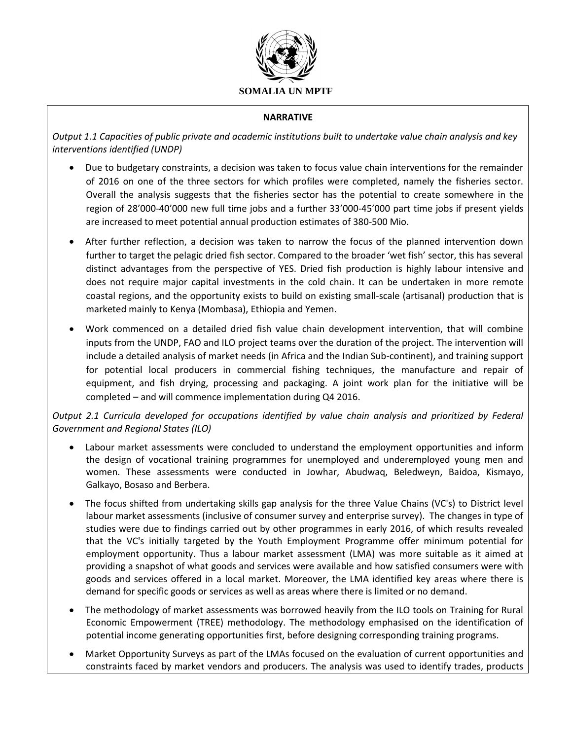**SOMALIA UN MPTF**

**NARRATIVE**

*Output 1.1 Capacities of public private and academic institutions built to undertake value chain analysis and key interventions identified (UNDP)*

- Due to budgetary constraints, a decision was taken to focus value chain interventions for the remainder of 2016 on one of the three sectors for which profiles were completed, namely the fisheries sector. Overall the analysis suggests that the fisheries sector has the potential to create somewhere in the region of 28'000-40'000 new full time jobs and a further 33'000-45'000 part time jobs if present yields are increased to meet potential annual production estimates of 380-500 Mio.

- After further reflection, a decision was taken to narrow the focus of the planned intervention down further to target the pelagic dried fish sector. Compared to the broader 'wet fish' sector, this has several distinct advantages from the perspective of YES. Dried fish production is highly labour intensive and does not require major capital investments in the cold chain. It can be undertaken in more remote coastal regions, and the opportunity exists to build on existing small-scale (artisanal) production that is marketed mainly to Kenya (Mombasa), Ethiopia and Yemen.

- Work commenced on a detailed dried fish value chain development intervention, that will combine inputs from the UNDP, FAO and ILO project teams over the duration of the project. The intervention will include a detailed analysis of market needs (in Africa and the Indian Sub-continent), and training support for potential local producers in commercial fishing techniques, the manufacture and repair of equipment, and fish drying, processing and packaging. A joint work plan for the initiative will be completed – and will commence implementation during Q4 2016.

*Output 2.1 Curricula developed for occupations identified by value chain analysis and prioritized by Federal Government and Regional States (ILO)*

- Labour market assessments were concluded to understand the employment opportunities and inform the design of vocational training programmes for unemployed and underemployed young men and women. These assessments were conducted in Jowhar, Abudwaq, Beledweyn, Baidoa, Kismayo, Galkayo, Bosaso and Berbera.

- The focus shifted from undertaking skills gap analysis for the three Value Chains (VC's) to District level labour market assessments (inclusive of consumer survey and enterprise survey). The changes in type of studies were due to findings carried out by other programmes in early 2016, of which results revealed that the VC's initially targeted by the Youth Employment Programme offer minimum potential for employment opportunity. Thus a labour market assessment (LMA) was more suitable as it aimed at providing a snapshot of what goods and services were available and how satisfied consumers were with goods and services offered in a local market. Moreover, the LMA identified key areas where there is demand for specific goods or services as well as areas where there is limited or no demand.

- The methodology of market assessments was borrowed heavily from the ILO tools on Training for Rural Economic Empowerment (TREE) methodology. The methodology emphasised on the identification of potential income generating opportunities first, before designing corresponding training programs.

- Market Opportunity Surveys as part of the LMAs focused on the evaluation of current opportunities and constraints faced by market vendors and producers. The analysis was used to identify trades, products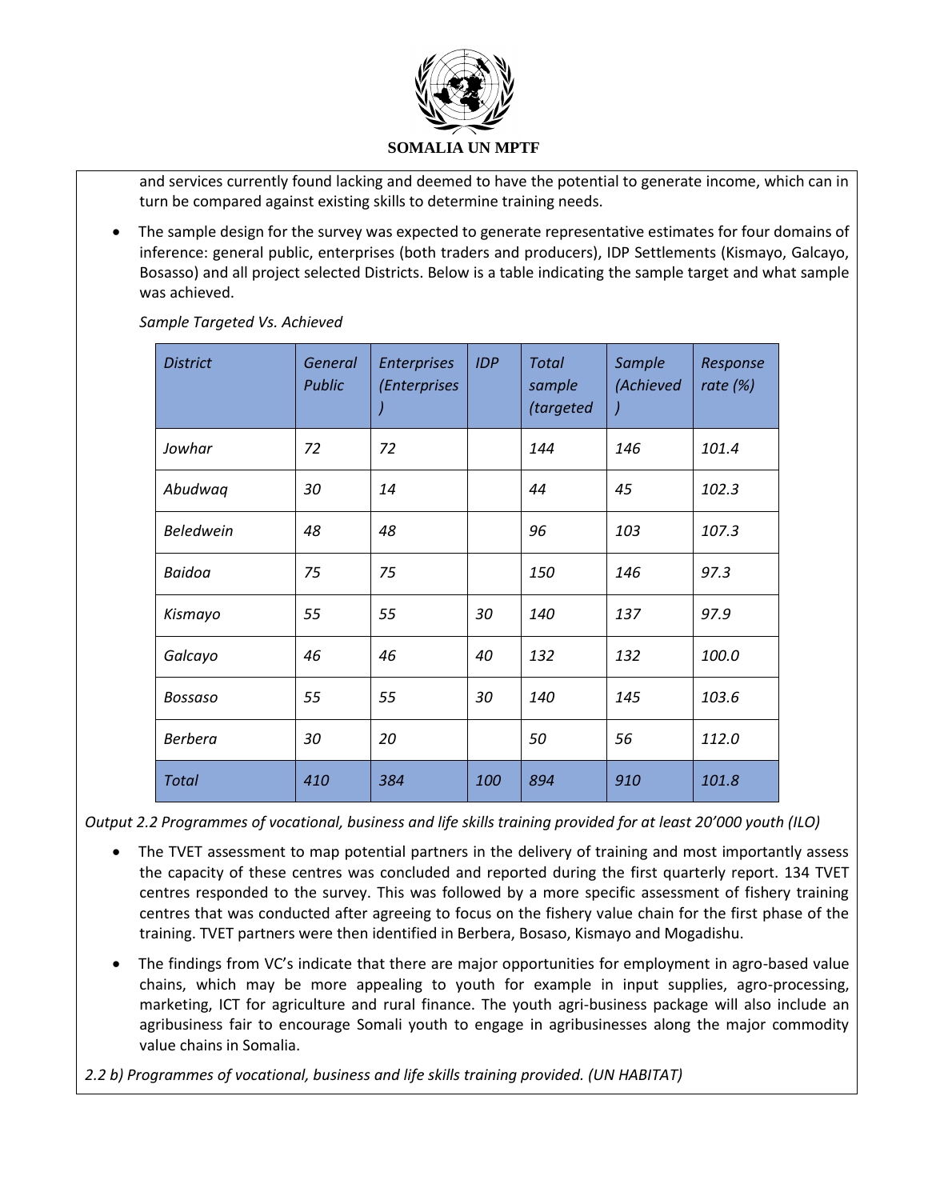and services currently found lacking and deemed to have the potential to generate income, which can in turn be compared against existing skills to determine training needs.

- The sample design for the survey was expected to generate representative estimates for four domains of inference: general public, enterprises (both traders and producers), IDP Settlements (Kismayo, Galcayo, Bosasso) and all project selected Districts. Below is a table indicating the sample target and what sample was achieved.

*Sample Targeted Vs. Achieved*

| *District* | *General Public* | *Enterprises (Enterprises )* | *IDP* | *Total sample (targeted* | *Sample (Achieved )* | *Response rate (%)* |
|---|---|---|---|---|---|---|
| *Jowhar* | *72* | *72* | | *144* | *146* | *101.4* |
| *Abudwaq* | *30* | *14* | | *44* | *45* | *102.3* |
| *Beledwein* | *48* | *48* | | *96* | *103* | *107.3* |
| *Baidoa* | *75* | *75* | | *150* | *146* | *97.3* |
| *Kismayo* | *55* | *55* | *30* | *140* | *137* | *97.9* |
| *Galcayo* | *46* | *46* | *40* | *132* | *132* | *100.0* |
| *Bossaso* | *55* | *55* | *30* | *140* | *145* | *103.6* |
| *Berbera* | *30* | *20* | | *50* | *56* | *112.0* |
| *Total* | *410* | *384* | *100* | *894* | *910* | *101.8* |

*Output 2.2 Programmes of vocational, business and life skills training provided for at least 20'000 youth (ILO)*

- The TVET assessment to map potential partners in the delivery of training and most importantly assess the capacity of these centres was concluded and reported during the first quarterly report. 134 TVET centres responded to the survey. This was followed by a more specific assessment of fishery training centres that was conducted after agreeing to focus on the fishery value chain for the first phase of the training. TVET partners were then identified in Berbera, Bosaso, Kismayo and Mogadishu.
- The findings from VC's indicate that there are major opportunities for employment in agro-based value chains, which may be more appealing to youth for example in input supplies, agro-processing, marketing, ICT for agriculture and rural finance. The youth agri-business package will also include an agribusiness fair to encourage Somali youth to engage in agribusinesses along the major commodity value chains in Somalia.

*2.2 b) Programmes of vocational, business and life skills training provided. (UN HABITAT)*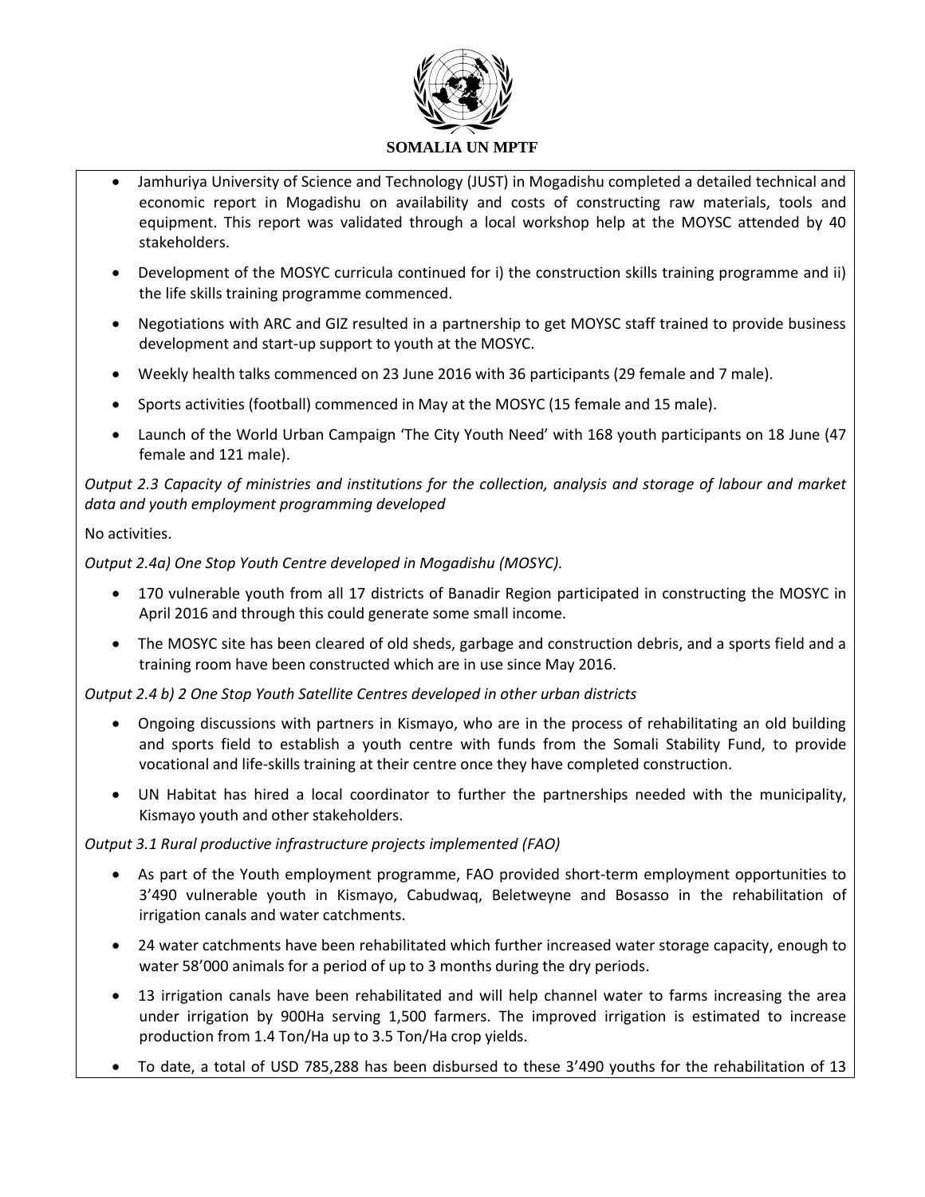- Jamhuriya University of Science and Technology (JUST) in Mogadishu completed a detailed technical and economic report in Mogadishu on availability and costs of constructing raw materials, tools and equipment. This report was validated through a local workshop help at the MOYSC attended by 40 stakeholders.
- Development of the MOSYC curricula continued for i) the construction skills training programme and ii) the life skills training programme commenced.
- Negotiations with ARC and GIZ resulted in a partnership to get MOYSC staff trained to provide business development and start-up support to youth at the MOSYC.
- Weekly health talks commenced on 23 June 2016 with 36 participants (29 female and 7 male).
- Sports activities (football) commenced in May at the MOSYC (15 female and 15 male).
- Launch of the World Urban Campaign 'The City Youth Need' with 168 youth participants on 18 June (47 female and 121 male).

*Output 2.3 Capacity of ministries and institutions for the collection, analysis and storage of labour and market data and youth employment programming developed*

No activities.

*Output 2.4a) One Stop Youth Centre developed in Mogadishu (MOSYC).*

- 170 vulnerable youth from all 17 districts of Banadir Region participated in constructing the MOSYC in April 2016 and through this could generate some small income.
- The MOSYC site has been cleared of old sheds, garbage and construction debris, and a sports field and a training room have been constructed which are in use since May 2016.

*Output 2.4 b) 2 One Stop Youth Satellite Centres developed in other urban districts*

- Ongoing discussions with partners in Kismayo, who are in the process of rehabilitating an old building and sports field to establish a youth centre with funds from the Somali Stability Fund, to provide vocational and life-skills training at their centre once they have completed construction.
- UN Habitat has hired a local coordinator to further the partnerships needed with the municipality, Kismayo youth and other stakeholders.

*Output 3.1 Rural productive infrastructure projects implemented (FAO)*

- As part of the Youth employment programme, FAO provided short-term employment opportunities to 3'490 vulnerable youth in Kismayo, Cabudwaq, Beletweyne and Bosasso in the rehabilitation of irrigation canals and water catchments.
- 24 water catchments have been rehabilitated which further increased water storage capacity, enough to water 58'000 animals for a period of up to 3 months during the dry periods.
- 13 irrigation canals have been rehabilitated and will help channel water to farms increasing the area under irrigation by 900Ha serving 1,500 farmers. The improved irrigation is estimated to increase production from 1.4 Ton/Ha up to 3.5 Ton/Ha crop yields.
- To date, a total of USD 785,288 has been disbursed to these 3'490 youths for the rehabilitation of 13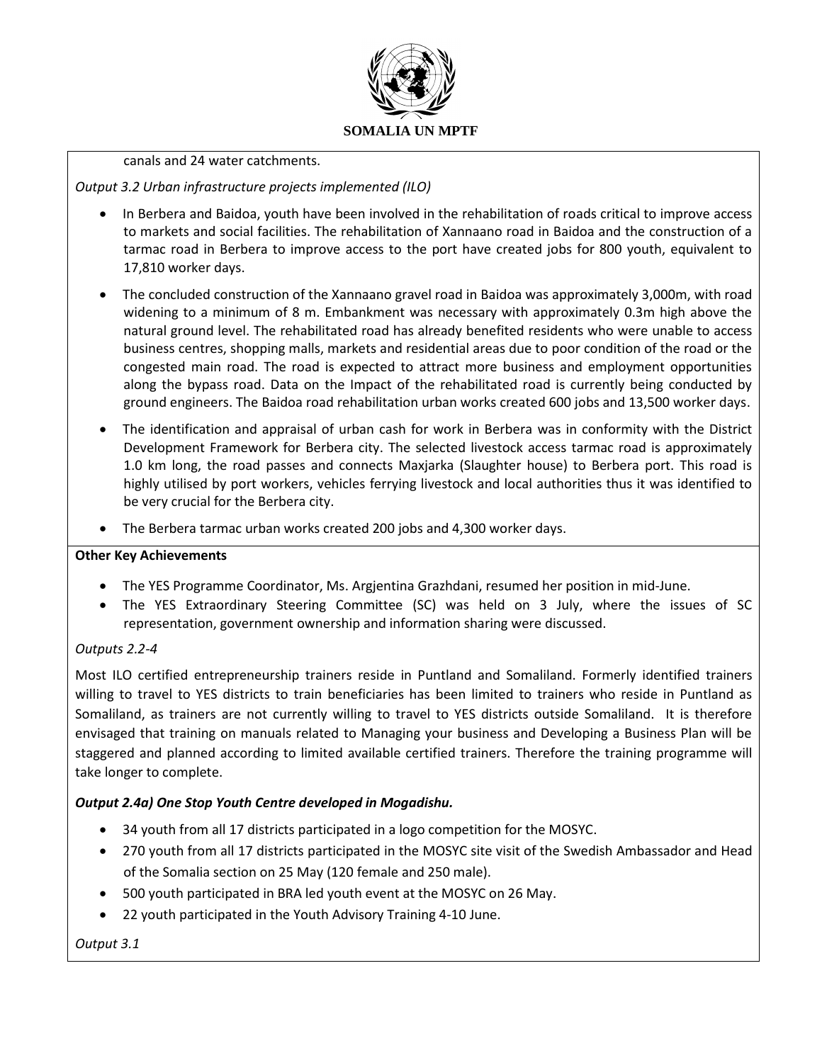canals and 24 water catchments.

*Output 3.2 Urban infrastructure projects implemented (ILO)*

- In Berbera and Baidoa, youth have been involved in the rehabilitation of roads critical to improve access to markets and social facilities. The rehabilitation of Xannaano road in Baidoa and the construction of a tarmac road in Berbera to improve access to the port have created jobs for 800 youth, equivalent to 17,810 worker days.
- The concluded construction of the Xannaano gravel road in Baidoa was approximately 3,000m, with road widening to a minimum of 8 m. Embankment was necessary with approximately 0.3m high above the natural ground level. The rehabilitated road has already benefited residents who were unable to access business centres, shopping malls, markets and residential areas due to poor condition of the road or the congested main road. The road is expected to attract more business and employment opportunities along the bypass road. Data on the Impact of the rehabilitated road is currently being conducted by ground engineers. The Baidoa road rehabilitation urban works created 600 jobs and 13,500 worker days.
- The identification and appraisal of urban cash for work in Berbera was in conformity with the District Development Framework for Berbera city. The selected livestock access tarmac road is approximately 1.0 km long, the road passes and connects Maxjarka (Slaughter house) to Berbera port. This road is highly utilised by port workers, vehicles ferrying livestock and local authorities thus it was identified to be very crucial for the Berbera city.
- The Berbera tarmac urban works created 200 jobs and 4,300 worker days.

**Other Key Achievements**

- The YES Programme Coordinator, Ms. Argjentina Grazhdani, resumed her position in mid-June.
- The YES Extraordinary Steering Committee (SC) was held on 3 July, where the issues of SC representation, government ownership and information sharing were discussed.

*Outputs 2.2-4*

Most ILO certified entrepreneurship trainers reside in Puntland and Somaliland. Formerly identified trainers willing to travel to YES districts to train beneficiaries has been limited to trainers who reside in Puntland as Somaliland, as trainers are not currently willing to travel to YES districts outside Somaliland. It is therefore envisaged that training on manuals related to Managing your business and Developing a Business Plan will be staggered and planned according to limited available certified trainers. Therefore the training programme will take longer to complete.

***Output 2.4a) One Stop Youth Centre developed in Mogadishu.***

- 34 youth from all 17 districts participated in a logo competition for the MOSYC.
- 270 youth from all 17 districts participated in the MOSYC site visit of the Swedish Ambassador and Head of the Somalia section on 25 May (120 female and 250 male).
- 500 youth participated in BRA led youth event at the MOSYC on 26 May.
- 22 youth participated in the Youth Advisory Training 4-10 June.

*Output 3.1*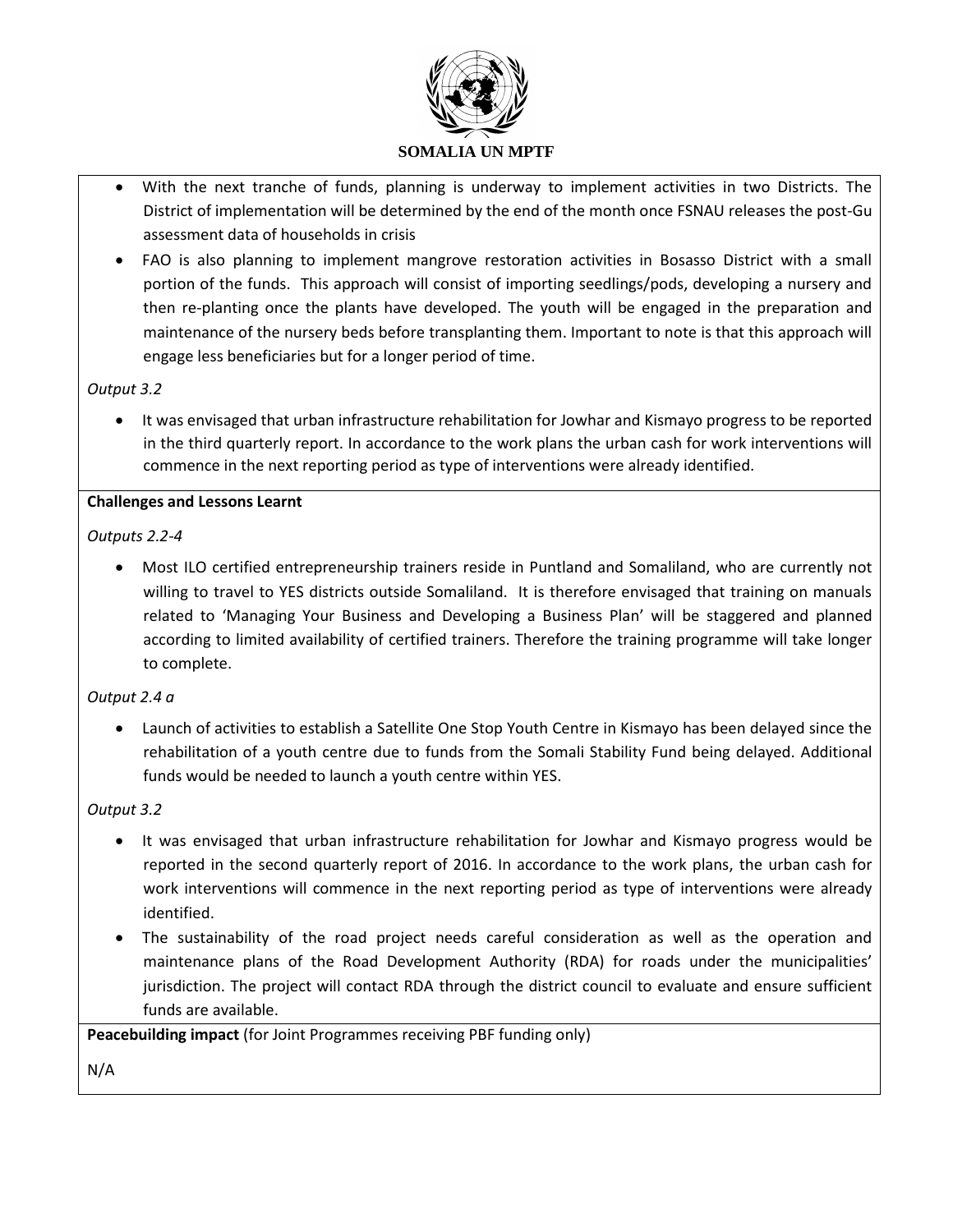- With the next tranche of funds, planning is underway to implement activities in two Districts. The District of implementation will be determined by the end of the month once FSNAU releases the post-Gu assessment data of households in crisis
- FAO is also planning to implement mangrove restoration activities in Bosasso District with a small portion of the funds. This approach will consist of importing seedlings/pods, developing a nursery and then re-planting once the plants have developed. The youth will be engaged in the preparation and maintenance of the nursery beds before transplanting them. Important to note is that this approach will engage less beneficiaries but for a longer period of time.

*Output 3.2*

- It was envisaged that urban infrastructure rehabilitation for Jowhar and Kismayo progress to be reported in the third quarterly report. In accordance to the work plans the urban cash for work interventions will commence in the next reporting period as type of interventions were already identified.

**Challenges and Lessons Learnt**

*Outputs 2.2-4*

- Most ILO certified entrepreneurship trainers reside in Puntland and Somaliland, who are currently not willing to travel to YES districts outside Somaliland. It is therefore envisaged that training on manuals related to 'Managing Your Business and Developing a Business Plan' will be staggered and planned according to limited availability of certified trainers. Therefore the training programme will take longer to complete.

*Output 2.4 a*

- Launch of activities to establish a Satellite One Stop Youth Centre in Kismayo has been delayed since the rehabilitation of a youth centre due to funds from the Somali Stability Fund being delayed. Additional funds would be needed to launch a youth centre within YES.

*Output 3.2*

- It was envisaged that urban infrastructure rehabilitation for Jowhar and Kismayo progress would be reported in the second quarterly report of 2016. In accordance to the work plans, the urban cash for work interventions will commence in the next reporting period as type of interventions were already identified.
- The sustainability of the road project needs careful consideration as well as the operation and maintenance plans of the Road Development Authority (RDA) for roads under the municipalities' jurisdiction. The project will contact RDA through the district council to evaluate and ensure sufficient funds are available.

**Peacebuilding impact** (for Joint Programmes receiving PBF funding only)

N/A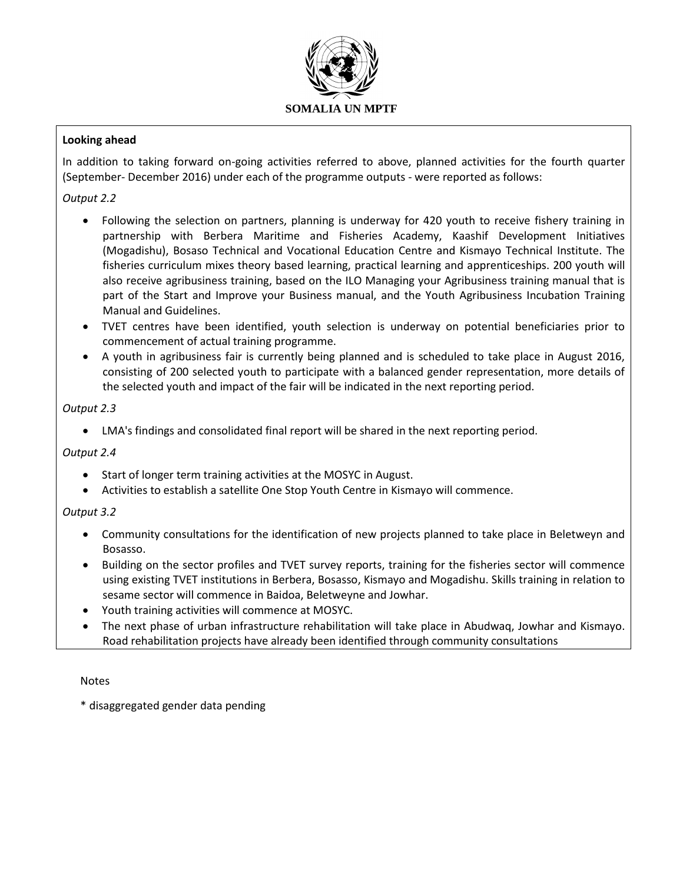**Looking ahead**

In addition to taking forward on-going activities referred to above, planned activities for the fourth quarter (September- December 2016) under each of the programme outputs - were reported as follows:

*Output 2.2*

- Following the selection on partners, planning is underway for 420 youth to receive fishery training in partnership with Berbera Maritime and Fisheries Academy, Kaashif Development Initiatives (Mogadishu), Bosaso Technical and Vocational Education Centre and Kismayo Technical Institute. The fisheries curriculum mixes theory based learning, practical learning and apprenticeships. 200 youth will also receive agribusiness training, based on the ILO Managing your Agribusiness training manual that is part of the Start and Improve your Business manual, and the Youth Agribusiness Incubation Training Manual and Guidelines.
- TVET centres have been identified, youth selection is underway on potential beneficiaries prior to commencement of actual training programme.
- A youth in agribusiness fair is currently being planned and is scheduled to take place in August 2016, consisting of 200 selected youth to participate with a balanced gender representation, more details of the selected youth and impact of the fair will be indicated in the next reporting period.

*Output 2.3*

- LMA's findings and consolidated final report will be shared in the next reporting period.

*Output 2.4*

- Start of longer term training activities at the MOSYC in August.
- Activities to establish a satellite One Stop Youth Centre in Kismayo will commence.

*Output 3.2*

- Community consultations for the identification of new projects planned to take place in Beletweyn and Bosasso.
- Building on the sector profiles and TVET survey reports, training for the fisheries sector will commence using existing TVET institutions in Berbera, Bosasso, Kismayo and Mogadishu. Skills training in relation to sesame sector will commence in Baidoa, Beletweyne and Jowhar.
- Youth training activities will commence at MOSYC.
- The next phase of urban infrastructure rehabilitation will take place in Abudwaq, Jowhar and Kismayo. Road rehabilitation projects have already been identified through community consultations

Notes

* disaggregated gender data pending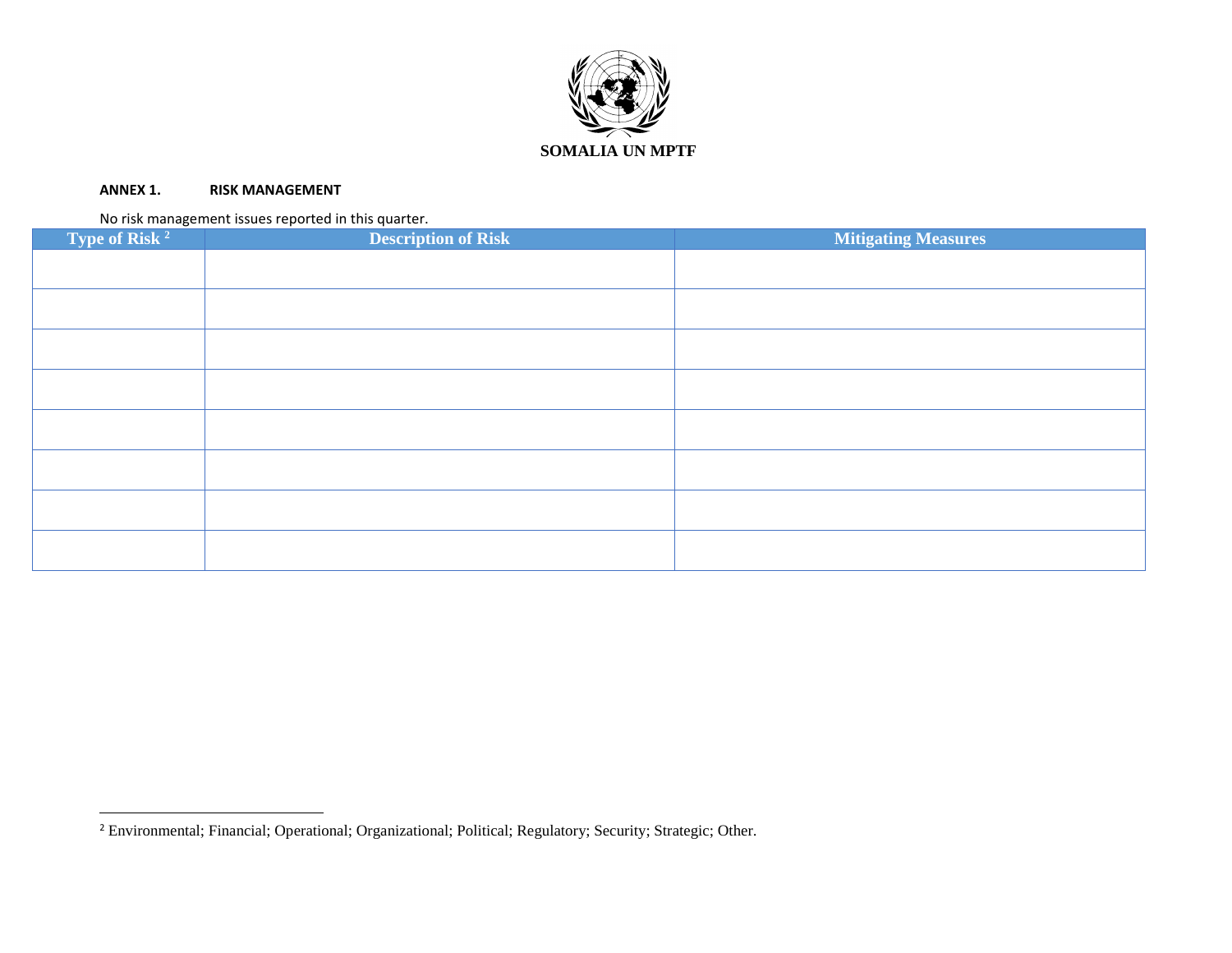SOMALIA UN MPTF

**ANNEX 1. RISK MANAGEMENT**

No risk management issues reported in this quarter.

| Type of Risk [2] | Description of Risk | Mitigating Measures |
|---|---|---|
| | | |
| | | |
| | | |
| | | |
| | | |
| | | |
| | | |
| | | |

[2] Environmental; Financial; Operational; Organizational; Political; Regulatory; Security; Strategic; Other.